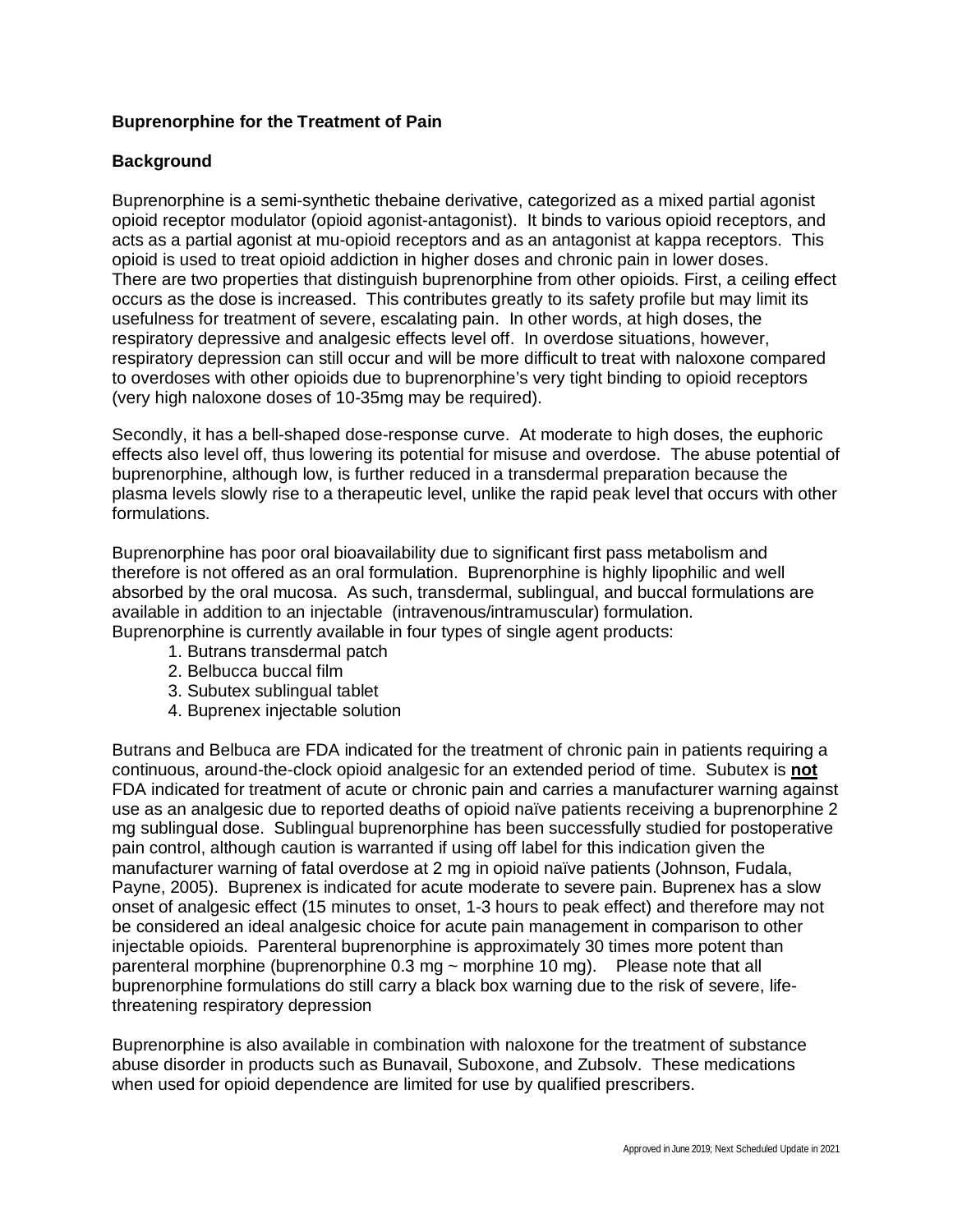**Buprenorphine for the Treatment of Pain**

**Background**

Buprenorphine is a semi-synthetic thebaine derivative, categorized as a mixed partial agonist opioid receptor modulator (opioid agonist-antagonist). It binds to various opioid receptors, and acts as a partial agonist at mu-opioid receptors and as an antagonist at kappa receptors. This opioid is used to treat opioid addiction in higher doses and chronic pain in lower doses. There are two properties that distinguish buprenorphine from other opioids. First, a ceiling effect occurs as the dose is increased. This contributes greatly to its safety profile but may limit its usefulness for treatment of severe, escalating pain. In other words, at high doses, the respiratory depressive and analgesic effects level off. In overdose situations, however, respiratory depression can still occur and will be more difficult to treat with naloxone compared to overdoses with other opioids due to buprenorphine's very tight binding to opioid receptors (very high naloxone doses of 10-35mg may be required).

Secondly, it has a bell-shaped dose-response curve. At moderate to high doses, the euphoric effects also level off, thus lowering its potential for misuse and overdose. The abuse potential of buprenorphine, although low, is further reduced in a transdermal preparation because the plasma levels slowly rise to a therapeutic level, unlike the rapid peak level that occurs with other formulations.

Buprenorphine has poor oral bioavailability due to significant first pass metabolism and therefore is not offered as an oral formulation. Buprenorphine is highly lipophilic and well absorbed by the oral mucosa. As such, transdermal, sublingual, and buccal formulations are available in addition to an injectable (intravenous/intramuscular) formulation. Buprenorphine is currently available in four types of single agent products:

1. Butrans transdermal patch
2. Belbucca buccal film
3. Subutex sublingual tablet
4. Buprenex injectable solution

Butrans and Belbuca are FDA indicated for the treatment of chronic pain in patients requiring a continuous, around-the-clock opioid analgesic for an extended period of time. Subutex is **not** FDA indicated for treatment of acute or chronic pain and carries a manufacturer warning against use as an analgesic due to reported deaths of opioid naïve patients receiving a buprenorphine 2 mg sublingual dose. Sublingual buprenorphine has been successfully studied for postoperative pain control, although caution is warranted if using off label for this indication given the manufacturer warning of fatal overdose at 2 mg in opioid naïve patients (Johnson, Fudala, Payne, 2005). Buprenex is indicated for acute moderate to severe pain. Buprenex has a slow onset of analgesic effect (15 minutes to onset, 1-3 hours to peak effect) and therefore may not be considered an ideal analgesic choice for acute pain management in comparison to other injectable opioids. Parenteral buprenorphine is approximately 30 times more potent than parenteral morphine (buprenorphine 0.3 mg ~ morphine 10 mg). Please note that all buprenorphine formulations do still carry a black box warning due to the risk of severe, life-threatening respiratory depression

Buprenorphine is also available in combination with naloxone for the treatment of substance abuse disorder in products such as Bunavail, Suboxone, and Zubsolv. These medications when used for opioid dependence are limited for use by qualified prescribers.

Approved in June 2019; Next Scheduled Update in 2021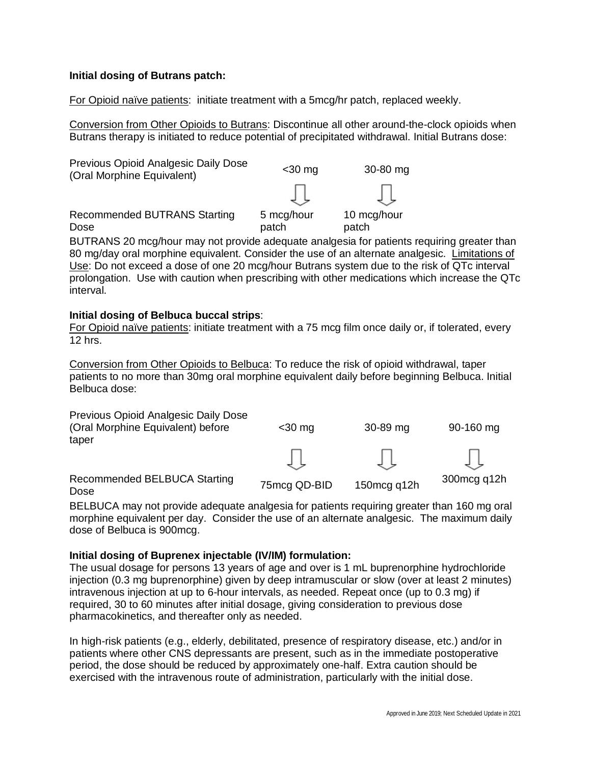**Initial dosing of Butrans patch:**

For Opioid naïve patients: initiate treatment with a 5mcg/hr patch, replaced weekly.

Conversion from Other Opioids to Butrans: Discontinue all other around-the-clock opioids when Butrans therapy is initiated to reduce potential of precipitated withdrawal. Initial Butrans dose:

| Previous Opioid Analgesic Daily Dose (Oral Morphine Equivalent) | <30 mg | 30-80 mg |
|---|---|---|
| Recommended BUTRANS Starting Dose | 5 mcg/hour patch | 10 mcg/hour patch |

BUTRANS 20 mcg/hour may not provide adequate analgesia for patients requiring greater than 80 mg/day oral morphine equivalent. Consider the use of an alternate analgesic. Limitations of Use: Do not exceed a dose of one 20 mcg/hour Butrans system due to the risk of QTc interval prolongation. Use with caution when prescribing with other medications which increase the QTc interval.

**Initial dosing of Belbuca buccal strips**:

For Opioid naïve patients: initiate treatment with a 75 mcg film once daily or, if tolerated, every 12 hrs.

Conversion from Other Opioids to Belbuca: To reduce the risk of opioid withdrawal, taper patients to no more than 30mg oral morphine equivalent daily before beginning Belbuca. Initial Belbuca dose:

| Previous Opioid Analgesic Daily Dose (Oral Morphine Equivalent) before taper | <30 mg | 30-89 mg | 90-160 mg |
|---|---|---|---|
| Recommended BELBUCA Starting Dose | 75mcg QD-BID | 150mcg q12h | 300mcg q12h |

BELBUCA may not provide adequate analgesia for patients requiring greater than 160 mg oral morphine equivalent per day. Consider the use of an alternate analgesic. The maximum daily dose of Belbuca is 900mcg.

**Initial dosing of Buprenex injectable (IV/IM) formulation:**

The usual dosage for persons 13 years of age and over is 1 mL buprenorphine hydrochloride injection (0.3 mg buprenorphine) given by deep intramuscular or slow (over at least 2 minutes) intravenous injection at up to 6-hour intervals, as needed. Repeat once (up to 0.3 mg) if required, 30 to 60 minutes after initial dosage, giving consideration to previous dose pharmacokinetics, and thereafter only as needed.

In high-risk patients (e.g., elderly, debilitated, presence of respiratory disease, etc.) and/or in patients where other CNS depressants are present, such as in the immediate postoperative period, the dose should be reduced by approximately one-half. Extra caution should be exercised with the intravenous route of administration, particularly with the initial dose.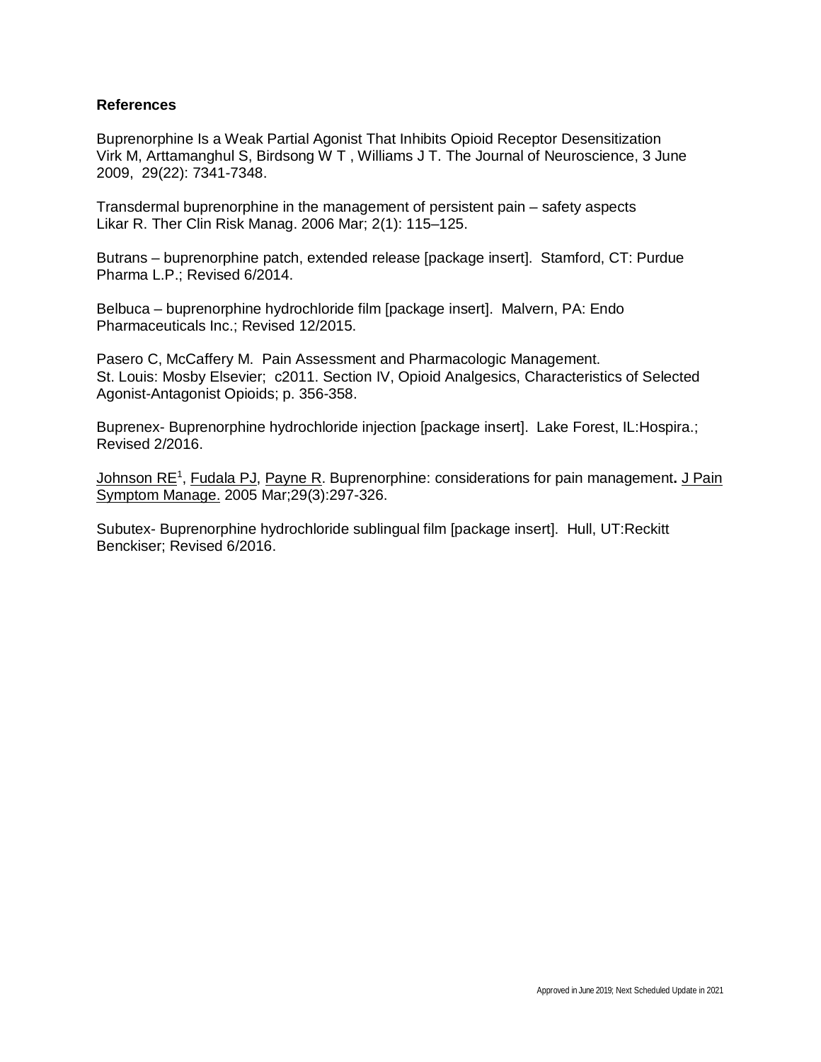**References**

Buprenorphine Is a Weak Partial Agonist That Inhibits Opioid Receptor Desensitization
Virk M, Arttamanghul S, Birdsong W T , Williams J T. The Journal of Neuroscience, 3 June 2009, 29(22): 7341-7348.

Transdermal buprenorphine in the management of persistent pain – safety aspects
Likar R. Ther Clin Risk Manag. 2006 Mar; 2(1): 115–125.

Butrans – buprenorphine patch, extended release [package insert]. Stamford, CT: Purdue Pharma L.P.; Revised 6/2014.

Belbuca – buprenorphine hydrochloride film [package insert]. Malvern, PA: Endo Pharmaceuticals Inc.; Revised 12/2015.

Pasero C, McCaffery M. Pain Assessment and Pharmacologic Management.
St. Louis: Mosby Elsevier; c2011. Section IV, Opioid Analgesics, Characteristics of Selected Agonist-Antagonist Opioids; p. 356-358.

Buprenex- Buprenorphine hydrochloride injection [package insert]. Lake Forest, IL:Hospira.; Revised 2/2016.

Johnson RE[1], Fudala PJ, Payne R. Buprenorphine: considerations for pain management**.** J Pain Symptom Manage. 2005 Mar;29(3):297-326.

Subutex- Buprenorphine hydrochloride sublingual film [package insert]. Hull, UT:Reckitt Benckiser; Revised 6/2016.

Approved in June 2019; Next Scheduled Update in 2021